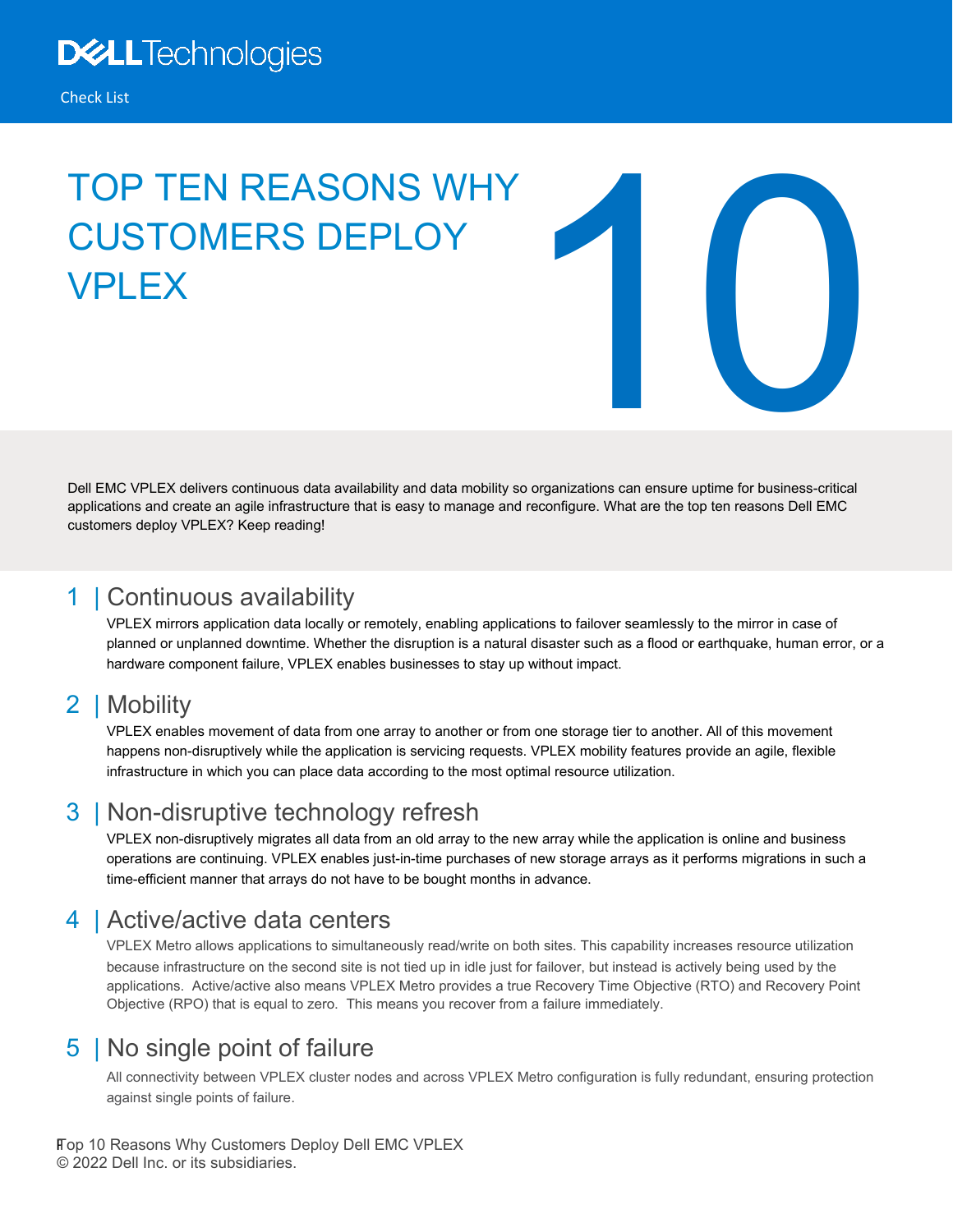Dell Technologies

Check List

# TOP TEN REASONS WHY CUSTOMERS DEPLOY VPLEX

10

Dell EMC VPLEX delivers continuous data availability and data mobility so organizations can ensure uptime for business-critical applications and create an agile infrastructure that is easy to manage and reconfigure. What are the top ten reasons Dell EMC customers deploy VPLEX? Keep reading!

## 1 | Continuous availability

VPLEX mirrors application data locally or remotely, enabling applications to failover seamlessly to the mirror in case of planned or unplanned downtime. Whether the disruption is a natural disaster such as a flood or earthquake, human error, or a hardware component failure, VPLEX enables businesses to stay up without impact.

## 2 | Mobility

VPLEX enables movement of data from one array to another or from one storage tier to another. All of this movement happens non-disruptively while the application is servicing requests. VPLEX mobility features provide an agile, flexible infrastructure in which you can place data according to the most optimal resource utilization.

## 3 | Non-disruptive technology refresh

VPLEX non-disruptively migrates all data from an old array to the new array while the application is online and business operations are continuing. VPLEX enables just-in-time purchases of new storage arrays as it performs migrations in such a time-efficient manner that arrays do not have to be bought months in advance.

## 4 | Active/active data centers

VPLEX Metro allows applications to simultaneously read/write on both sites. This capability increases resource utilization because infrastructure on the second site is not tied up in idle just for failover, but instead is actively being used by the applications. Active/active also means VPLEX Metro provides a true Recovery Time Objective (RTO) and Recovery Point Objective (RPO) that is equal to zero. This means you recover from a failure immediately.

## 5 | No single point of failure

All connectivity between VPLEX cluster nodes and across VPLEX Metro configuration is fully redundant, ensuring protection against single points of failure.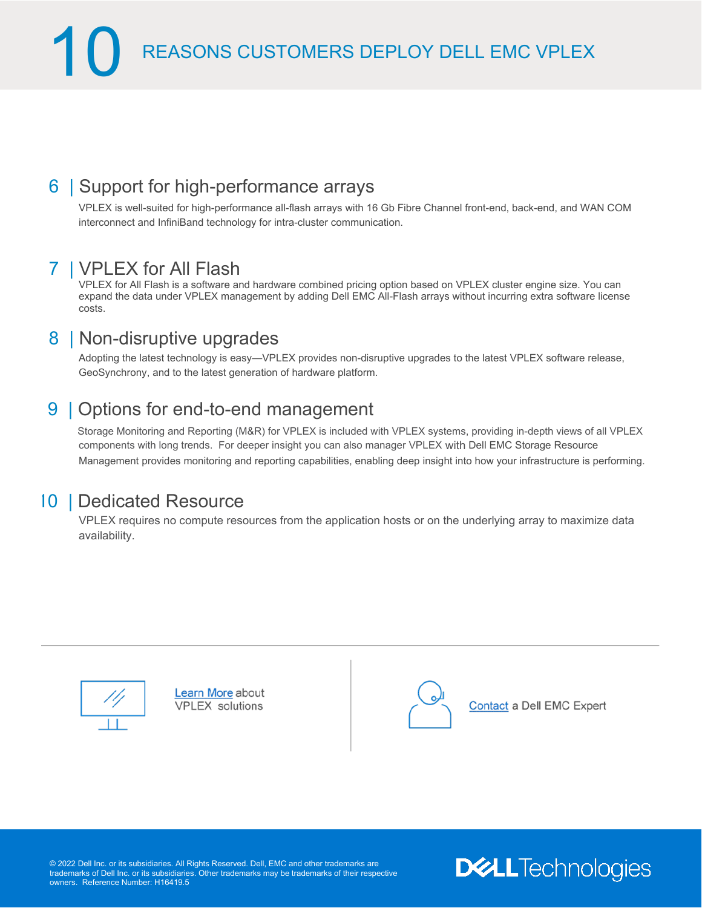# 10 REASONS CUSTOMERS DEPLOY DELL EMC VPLEX

## 6 | Support for high-performance arrays

VPLEX is well-suited for high-performance all-flash arrays with 16 Gb Fibre Channel front-end, back-end, and WAN COM interconnect and InfiniBand technology for intra-cluster communication.

## 7 | VPLEX for All Flash

VPLEX for All Flash is a software and hardware combined pricing option based on VPLEX cluster engine size. You can expand the data under VPLEX management by adding Dell EMC All-Flash arrays without incurring extra software license costs.

## 8 | Non-disruptive upgrades

Adopting the latest technology is easy—VPLEX provides non-disruptive upgrades to the latest VPLEX software release, GeoSynchrony, and to the latest generation of hardware platform.

## 9 | Options for end-to-end management

Storage Monitoring and Reporting (M&R) for VPLEX is included with VPLEX systems, providing in-depth views of all VPLEX components with long trends. For deeper insight you can also manager VPLEX with Dell EMC Storage Resource Management provides monitoring and reporting capabilities, enabling deep insight into how your infrastructure is performing.

## 10 | Dedicated Resource

VPLEX requires no compute resources from the application hosts or on the underlying array to maximize data availability.

---

Learn More about VPLEX solutions

Contact a Dell EMC Expert

© 2022 Dell Inc. or its subsidiaries. All Rights Reserved. Dell, EMC and other trademarks are trademarks of Dell Inc. or its subsidiaries. Other trademarks may be trademarks of their respective owners. Reference Number: H16419.5

DELL Technologies